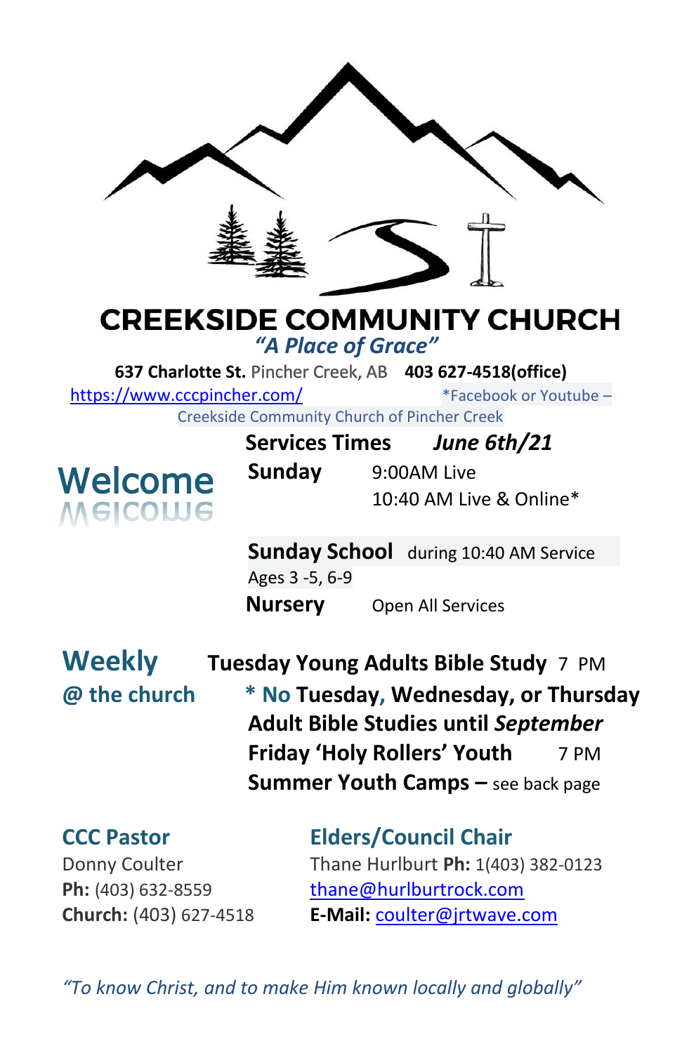# CREEKSIDE COMMUNITY CHURCH

*"A Place of Grace"*

**637 Charlotte St.** Pincher Creek, AB **403 627-4518(office)**

https://www.cccpincher.com/ *Facebook or Youtube – Creekside Community Church of Pincher Creek

## Welcome

**Services Times** ***June 6th/21***

**Sunday** 9:00AM Live
10:40 AM Live & Online*

**Sunday School** during 10:40 AM Service
Ages 3 -5, 6-9

**Nursery** Open All Services

## Weekly @ the church

**Tuesday Young Adults Bible Study** 7 PM

**\* No Tuesday, Wednesday, or Thursday Adult Bible Studies until *September***

**Friday 'Holy Rollers' Youth** 7 PM

**Summer Youth Camps –** see back page

### CCC Pastor

Donny Coulter
**Ph:** (403) 632-8559
**Church:** (403) 627-4518

### Elders/Council Chair

Thane Hurlburt **Ph:** 1(403) 382-0123
thane@hurlburtrock.com
**E-Mail:** coulter@jrtwave.com

*"To know Christ, and to make Him known locally and globally"*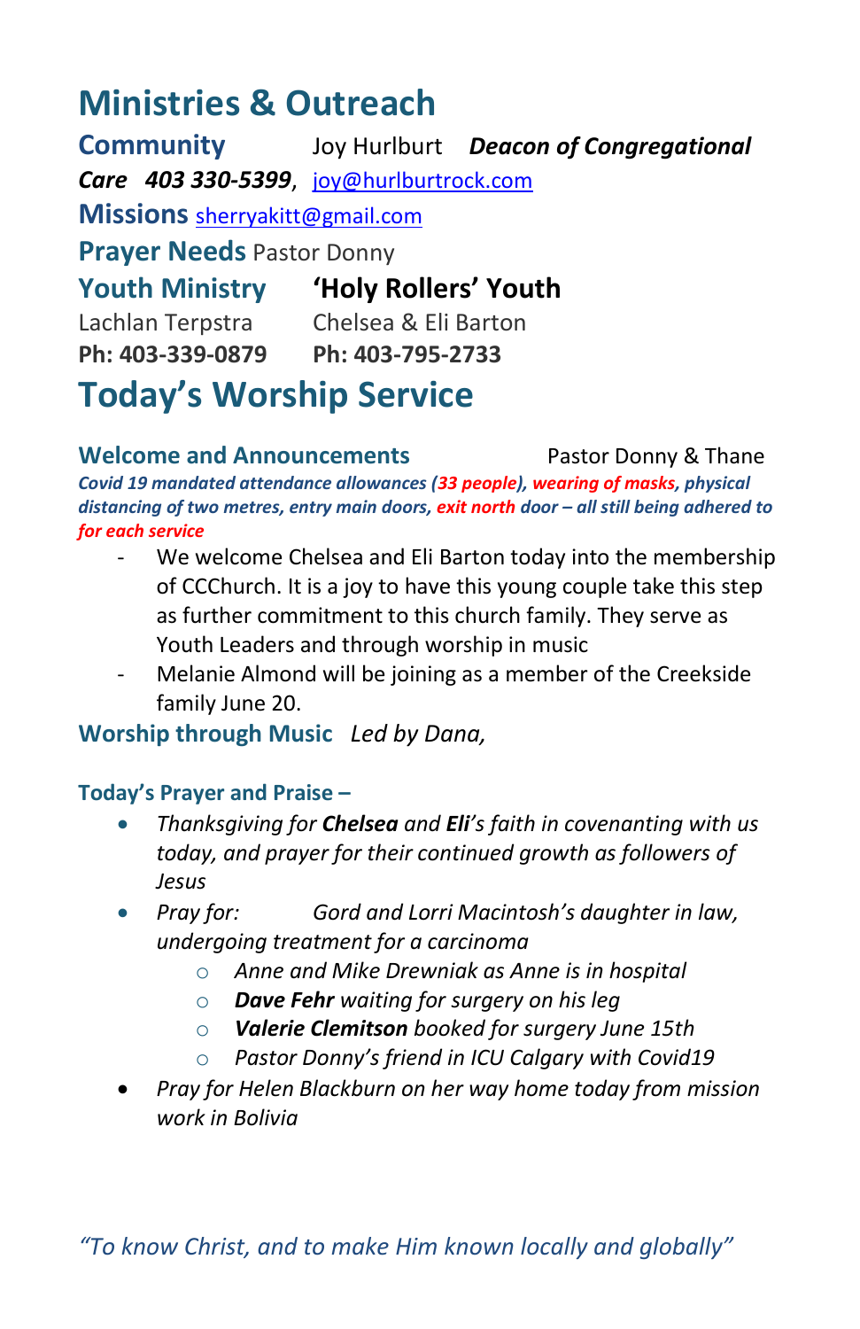# Ministries & Outreach

**Community Care** Joy Hurlburt ***Deacon of Congregational Care*** ***403 330-5399***, joy@hurlburtrock.com

**Missions** sherryakitt@gmail.com

**Prayer Needs** Pastor Donny

| **Youth Ministry** | **'Holy Rollers' Youth** |
|---|---|
| Lachlan Terpstra | Chelsea & Eli Barton |
| **Ph: 403-339-0879** | **Ph: 403-795-2733** |

# Today's Worship Service

### Welcome and Announcements — Pastor Donny & Thane

***Covid 19 mandated attendance allowances (33 people), wearing of masks, physical distancing of two metres, entry main doors, exit north door – all still being adhered to for each service***

- We welcome Chelsea and Eli Barton today into the membership of CCChurch. It is a joy to have this young couple take this step as further commitment to this church family. They serve as Youth Leaders and through worship in music
- Melanie Almond will be joining as a member of the Creekside family June 20.

### Worship through Music *Led by Dana,*

### Today's Prayer and Praise –

- *Thanksgiving for **Chelsea** and **Eli**'s faith in covenanting with us today, and prayer for their continued growth as followers of Jesus*
- *Pray for: Gord and Lorri Macintosh's daughter in law, undergoing treatment for a carcinoma*
    - *Anne and Mike Drewniak as Anne is in hospital*
    - ***Dave Fehr** waiting for surgery on his leg*
    - ***Valerie Clemitson** booked for surgery June 15th*
    - *Pastor Donny's friend in ICU Calgary with Covid19*
- *Pray for Helen Blackburn on her way home today from mission work in Bolivia*

*"To know Christ, and to make Him known locally and globally"*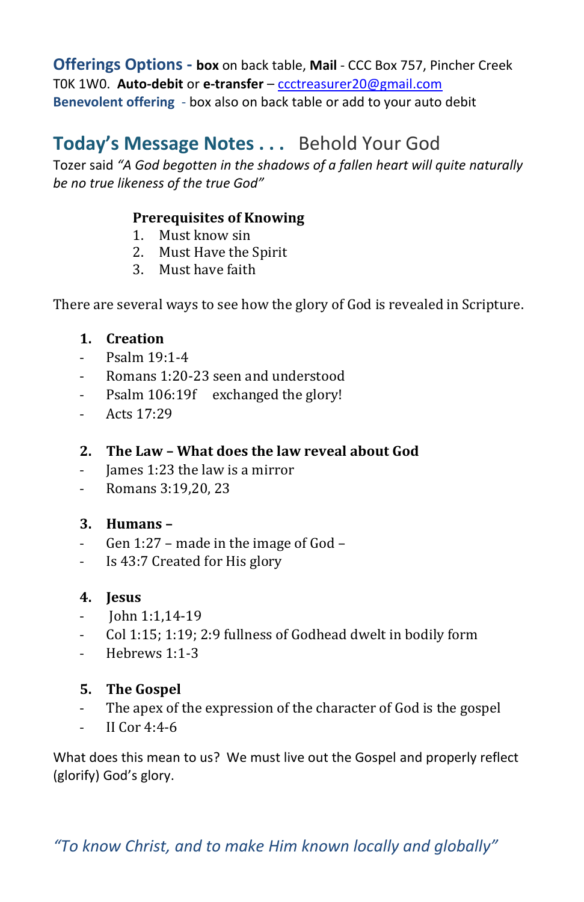**Offerings Options - box** on back table, **Mail** - CCC Box 757, Pincher Creek T0K 1W0. **Auto-debit** or **e-transfer** – ccctreasurer20@gmail.com
**Benevolent offering** - box also on back table or add to your auto debit

## Today's Message Notes . . . Behold Your God

Tozer said *"A God begotten in the shadows of a fallen heart will quite naturally be no true likeness of the true God"*

**Prerequisites of Knowing**

1. Must know sin
2. Must Have the Spirit
3. Must have faith

There are several ways to see how the glory of God is revealed in Scripture.

1. **Creation**
   - Psalm 19:1-4
   - Romans 1:20-23 seen and understood
   - Psalm 106:19f exchanged the glory!
   - Acts 17:29

2. **The Law – What does the law reveal about God**
   - James 1:23 the law is a mirror
   - Romans 3:19,20, 23

3. **Humans –**
   - Gen 1:27 – made in the image of God –
   - Is 43:7 Created for His glory

4. **Jesus**
   - John 1:1,14-19
   - Col 1:15; 1:19; 2:9 fullness of Godhead dwelt in bodily form
   - Hebrews 1:1-3

5. **The Gospel**
   - The apex of the expression of the character of God is the gospel
   - II Cor 4:4-6

What does this mean to us? We must live out the Gospel and properly reflect (glorify) God's glory.

*"To know Christ, and to make Him known locally and globally"*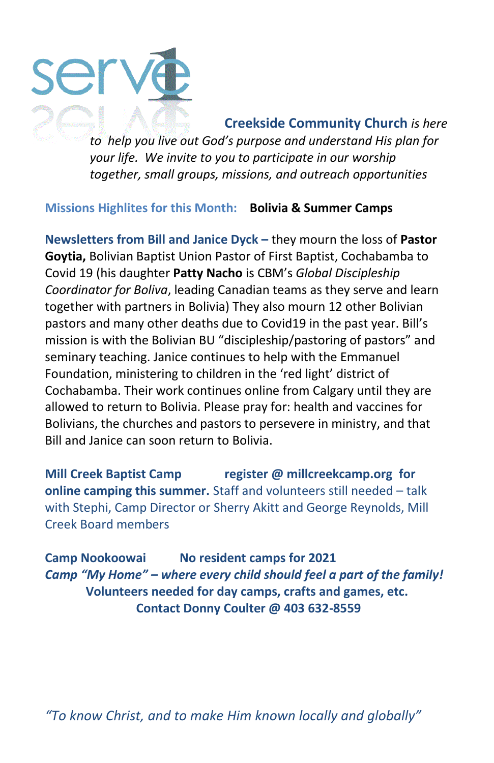serve

**Creekside Community Church** *is here to help you live out God's purpose and understand His plan for your life. We invite to you to participate in our worship together, small groups, missions, and outreach opportunities*

**Missions Highlites for this Month:** **Bolivia & Summer Camps**

**Newsletters from Bill and Janice Dyck –** they mourn the loss of **Pastor Goytia,** Bolivian Baptist Union Pastor of First Baptist, Cochabamba to Covid 19 (his daughter **Patty Nacho** is CBM's *Global Discipleship Coordinator for Boliva*, leading Canadian teams as they serve and learn together with partners in Bolivia) They also mourn 12 other Bolivian pastors and many other deaths due to Covid19 in the past year. Bill's mission is with the Bolivian BU "discipleship/pastoring of pastors" and seminary teaching. Janice continues to help with the Emmanuel Foundation, ministering to children in the 'red light' district of Cochabamba. Their work continues online from Calgary until they are allowed to return to Bolivia. Please pray for: health and vaccines for Bolivians, the churches and pastors to persevere in ministry, and that Bill and Janice can soon return to Bolivia.

**Mill Creek Baptist Camp** **register @ millcreekcamp.org for online camping this summer.** Staff and volunteers still needed – talk with Stephi, Camp Director or Sherry Akitt and George Reynolds, Mill Creek Board members

**Camp Nookoowai** **No resident camps for 2021**
***Camp "My Home" – where every child should feel a part of the family!***
**Volunteers needed for day camps, crafts and games, etc.**
**Contact Donny Coulter @ 403 632-8559**

*"To know Christ, and to make Him known locally and globally"*